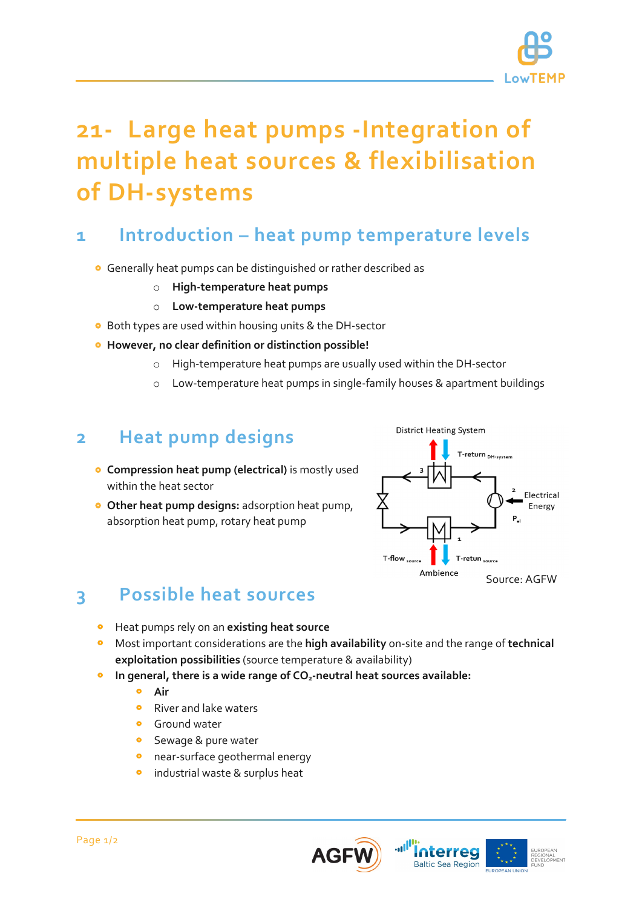# 21- Large heat pumps -Integration of multiple heat sources & flexibilisation of DH-systems

## 1 Introduction – heat pump temperature levels

- Generally heat pumps can be distinguished or rather described as
  - **High-temperature heat pumps**
  - **Low-temperature heat pumps**
- Both types are used within housing units & the DH-sector
- **However, no clear definition or distinction possible!**
  - High-temperature heat pumps are usually used within the DH-sector
  - Low-temperature heat pumps in single-family houses & apartment buildings

## 2 Heat pump designs

- **Compression heat pump (electrical)** is mostly used within the heat sector
- **Other heat pump designs:** adsorption heat pump, absorption heat pump, rotary heat pump

District Heating System

T-return DH-system

Electrical Energy

$P_{el}$

T-flow source

T-retun source

Ambience

Source: AGFW

## 3 Possible heat sources

- Heat pumps rely on an **existing heat source**
- Most important considerations are the **high availability** on-site and the range of **technical exploitation possibilities** (source temperature & availability)
- **In general, there is a wide range of $CO_2$-neutral heat sources available:**
  - **Air**
  - River and lake waters
  - Ground water
  - Sewage & pure water
  - near-surface geothermal energy
  - industrial waste & surplus heat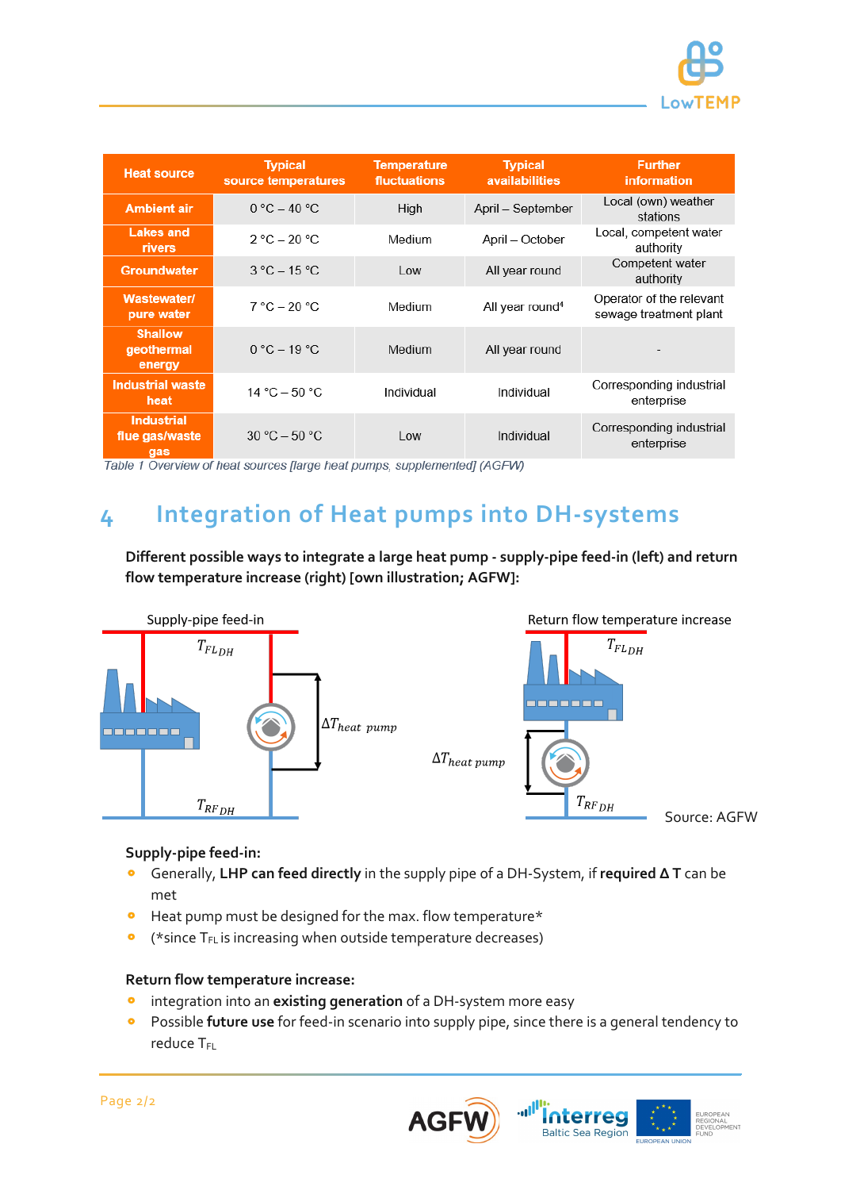| Heat source | Typical source temperatures | Temperature fluctuations | Typical availabilities | Further information |
|---|---|---|---|---|
| Ambient air | 0 °C – 40 °C | High | April – September | Local (own) weather stations |
| Lakes and rivers | 2 °C – 20 °C | Medium | April – October | Local, competent water authority |
| Groundwater | 3 °C – 15 °C | Low | All year round | Competent water authority |
| Wastewater/ pure water | 7 °C – 20 °C | Medium | All year round[4] | Operator of the relevant sewage treatment plant |
| Shallow geothermal energy | 0 °C – 19 °C | Medium | All year round | - |
| Industrial waste heat | 14 °C – 50 °C | Individual | Individual | Corresponding industrial enterprise |
| Industrial flue gas/waste gas | 30 °C – 50 °C | Low | Individual | Corresponding industrial enterprise |

*Table 1 Overview of heat sources [large heat pumps, supplemented] (AGFW)*

# 4 Integration of Heat pumps into DH-systems

**Different possible ways to integrate a large heat pump - supply-pipe feed-in (left) and return flow temperature increase (right) [own illustration; AGFW]:**

Supply-pipe feed-in

$T_{FL_{DH}}$

$\Delta T_{heat\ pump}$

$T_{RF_{DH}}$

Return flow temperature increase

$T_{FL_{DH}}$

$\Delta T_{heat\ pump}$

$T_{RF_{DH}}$

Source: AGFW

**Supply-pipe feed-in:**

- Generally, **LHP can feed directly** in the supply pipe of a DH-System, if **required Δ T** can be met
- Heat pump must be designed for the max. flow temperature*
- (*since $T_{FL}$ is increasing when outside temperature decreases)

**Return flow temperature increase:**

- integration into an **existing generation** of a DH-system more easy
- Possible **future use** for feed-in scenario into supply pipe, since there is a general tendency to reduce $T_{FL}$